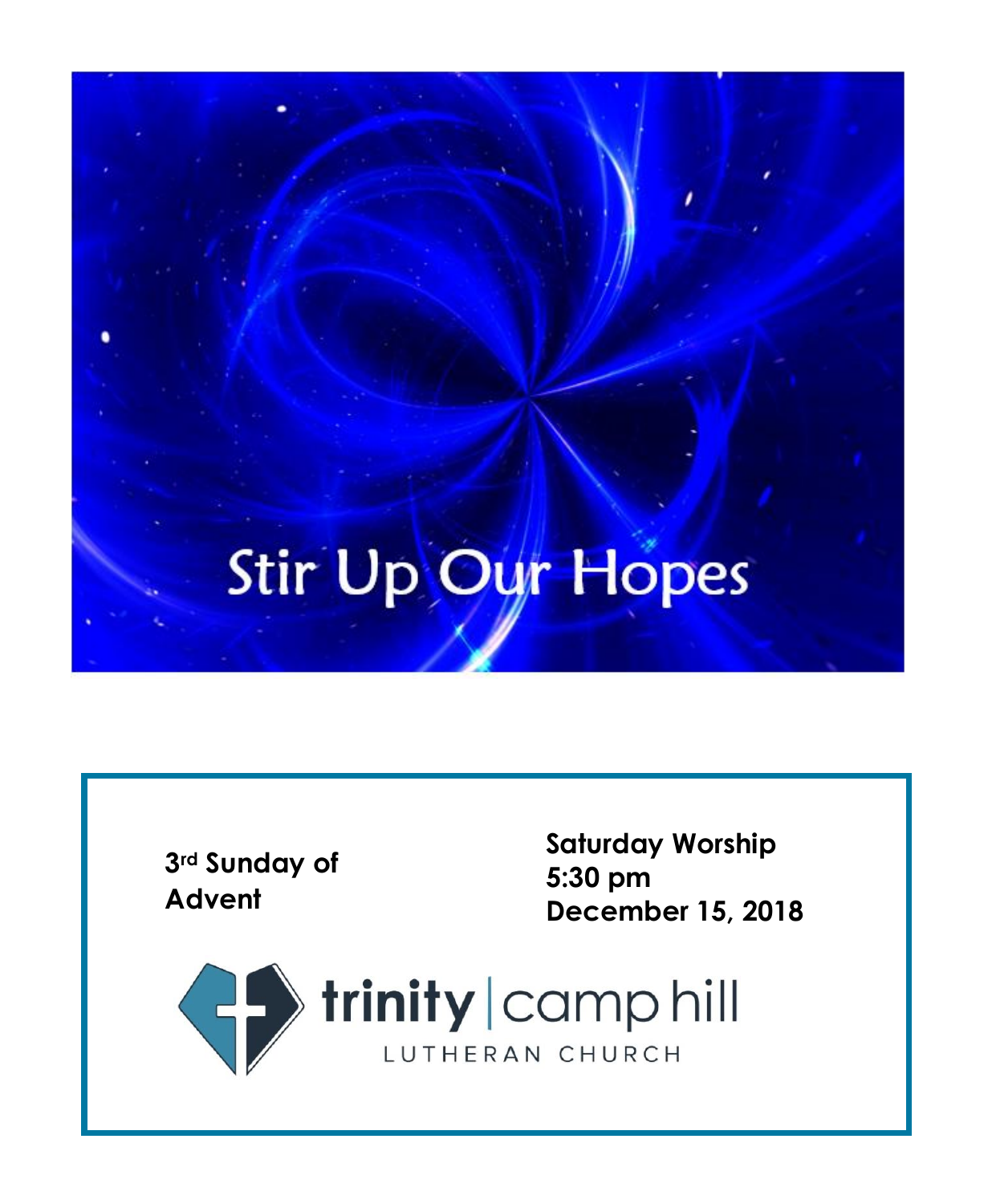# Stir Up Our Hopes

**3rd Sunday of Advent**

**Saturday Worship**
**5:30 pm**
**December 15, 2018**

trinity | camp hill
LUTHERAN CHURCH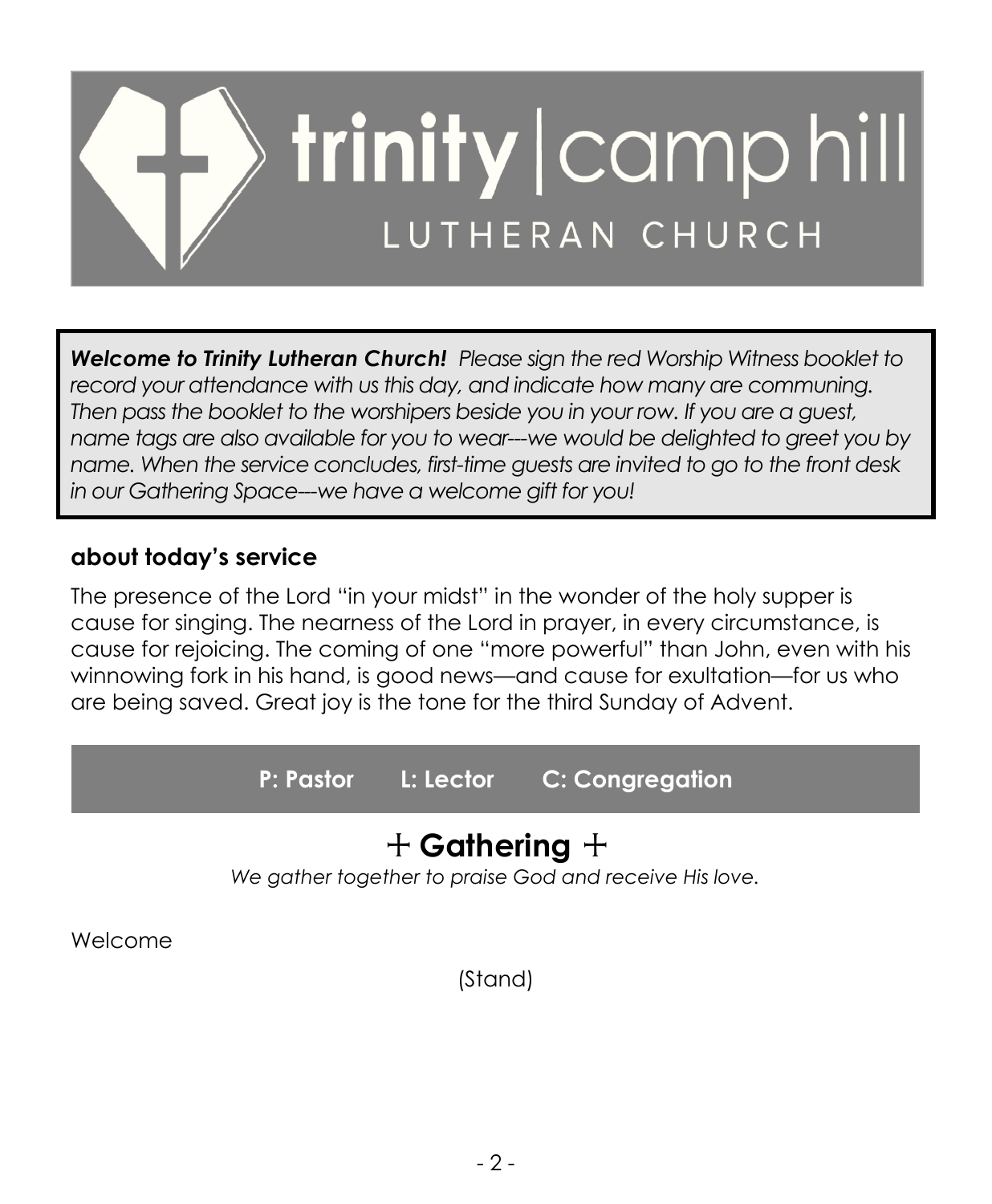# trinity | camp hill
LUTHERAN CHURCH

***Welcome to Trinity Lutheran Church!*** *Please sign the red Worship Witness booklet to record your attendance with us this day, and indicate how many are communing. Then pass the booklet to the worshipers beside you in your row. If you are a guest, name tags are also available for you to wear---we would be delighted to greet you by name. When the service concludes, first-time guests are invited to go to the front desk in our Gathering Space---we have a welcome gift for you!*

## about today's service

The presence of the Lord "in your midst" in the wonder of the holy supper is cause for singing. The nearness of the Lord in prayer, in every circumstance, is cause for rejoicing. The coming of one "more powerful" than John, even with his winnowing fork in his hand, is good news—and cause for exultation—for us who are being saved. Great joy is the tone for the third Sunday of Advent.

**P: Pastor L: Lector C: Congregation**

## + Gathering +

*We gather together to praise God and receive His love.*

Welcome

(Stand)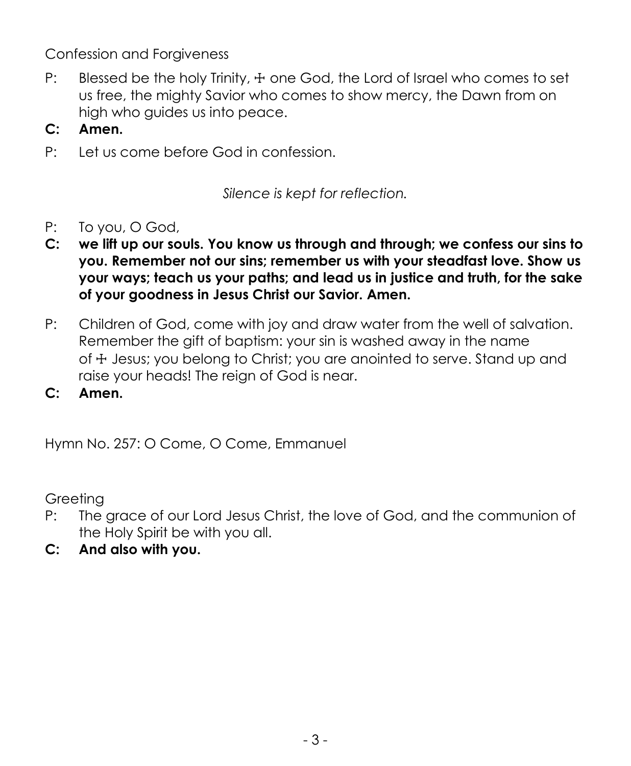Confession and Forgiveness

P: Blessed be the holy Trinity, ☩ one God, the Lord of Israel who comes to set us free, the mighty Savior who comes to show mercy, the Dawn from on high who guides us into peace.

**C: Amen.**

P: Let us come before God in confession.

*Silence is kept for reflection.*

P: To you, O God,

**C: we lift up our souls. You know us through and through; we confess our sins to you. Remember not our sins; remember us with your steadfast love. Show us your ways; teach us your paths; and lead us in justice and truth, for the sake of your goodness in Jesus Christ our Savior. Amen.**

P: Children of God, come with joy and draw water from the well of salvation. Remember the gift of baptism: your sin is washed away in the name of ☩ Jesus; you belong to Christ; you are anointed to serve. Stand up and raise your heads! The reign of God is near.

**C: Amen.**

Hymn No. 257: O Come, O Come, Emmanuel

Greeting

P: The grace of our Lord Jesus Christ, the love of God, and the communion of the Holy Spirit be with you all.

**C: And also with you.**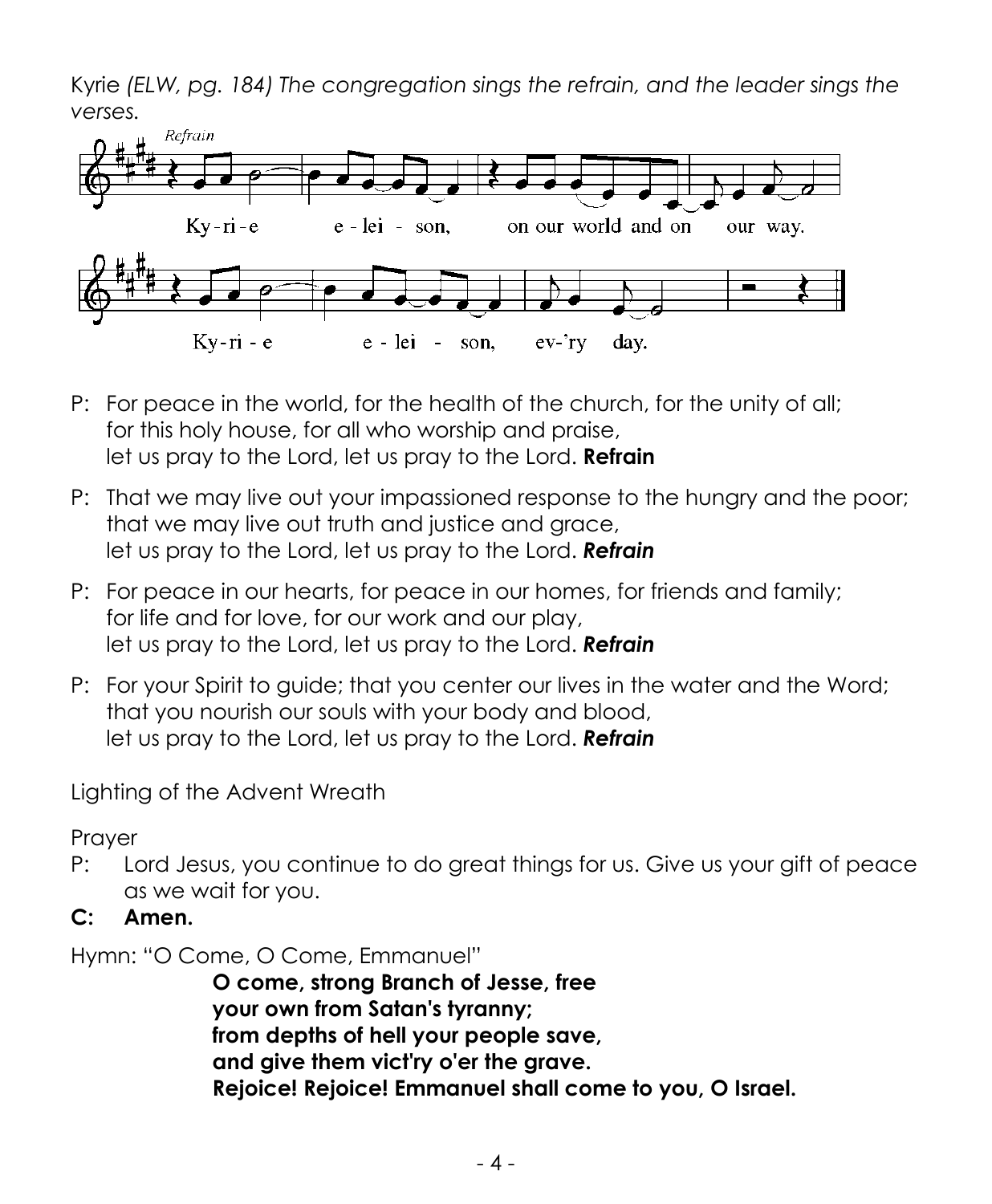Kyrie *(ELW, pg. 184) The congregation sings the refrain, and the leader sings the verses.*

*Refrain*

Ky-ri-e e-lei - son, on our world and on our way.

Ky-ri - e e - lei - son, ev-'ry day.

P: For peace in the world, for the health of the church, for the unity of all;
for this holy house, for all who worship and praise,
let us pray to the Lord, let us pray to the Lord. **Refrain**

P: That we may live out your impassioned response to the hungry and the poor;
that we may live out truth and justice and grace,
let us pray to the Lord, let us pray to the Lord. ***Refrain***

P: For peace in our hearts, for peace in our homes, for friends and family;
for life and for love, for our work and our play,
let us pray to the Lord, let us pray to the Lord. ***Refrain***

P: For your Spirit to guide; that you center our lives in the water and the Word;
that you nourish our souls with your body and blood,
let us pray to the Lord, let us pray to the Lord. ***Refrain***

Lighting of the Advent Wreath

Prayer

P: Lord Jesus, you continue to do great things for us. Give us your gift of peace as we wait for you.

**C: Amen.**

Hymn: "O Come, O Come, Emmanuel"

**O come, strong Branch of Jesse, free**
**your own from Satan's tyranny;**
**from depths of hell your people save,**
**and give them vict'ry o'er the grave.**
**Rejoice! Rejoice! Emmanuel shall come to you, O Israel.**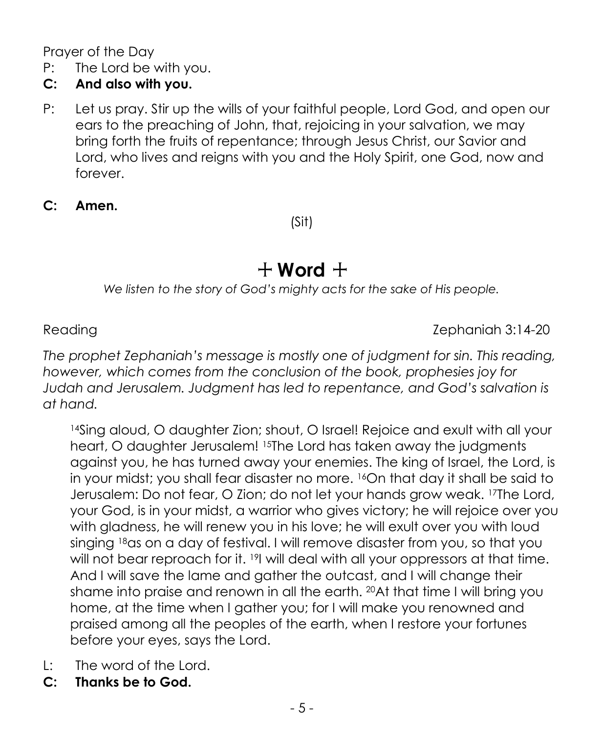Prayer of the Day

P: The Lord be with you.

**C: And also with you.**

P: Let us pray. Stir up the wills of your faithful people, Lord God, and open our ears to the preaching of John, that, rejoicing in your salvation, we may bring forth the fruits of repentance; through Jesus Christ, our Savior and Lord, who lives and reigns with you and the Holy Spirit, one God, now and forever.

**C: Amen.**

(Sit)

# + Word +

*We listen to the story of God's mighty acts for the sake of His people.*

Reading — Zephaniah 3:14-20

*The prophet Zephaniah's message is mostly one of judgment for sin. This reading, however, which comes from the conclusion of the book, prophesies joy for Judah and Jerusalem. Judgment has led to repentance, and God's salvation is at hand.*

> [14]Sing aloud, O daughter Zion; shout, O Israel! Rejoice and exult with all your heart, O daughter Jerusalem! [15]The Lord has taken away the judgments against you, he has turned away your enemies. The king of Israel, the Lord, is in your midst; you shall fear disaster no more. [16]On that day it shall be said to Jerusalem: Do not fear, O Zion; do not let your hands grow weak. [17]The Lord, your God, is in your midst, a warrior who gives victory; he will rejoice over you with gladness, he will renew you in his love; he will exult over you with loud singing [18]as on a day of festival. I will remove disaster from you, so that you will not bear reproach for it. [19]I will deal with all your oppressors at that time. And I will save the lame and gather the outcast, and I will change their shame into praise and renown in all the earth. [20]At that time I will bring you home, at the time when I gather you; for I will make you renowned and praised among all the peoples of the earth, when I restore your fortunes before your eyes, says the Lord.

L: The word of the Lord.

**C: Thanks be to God.**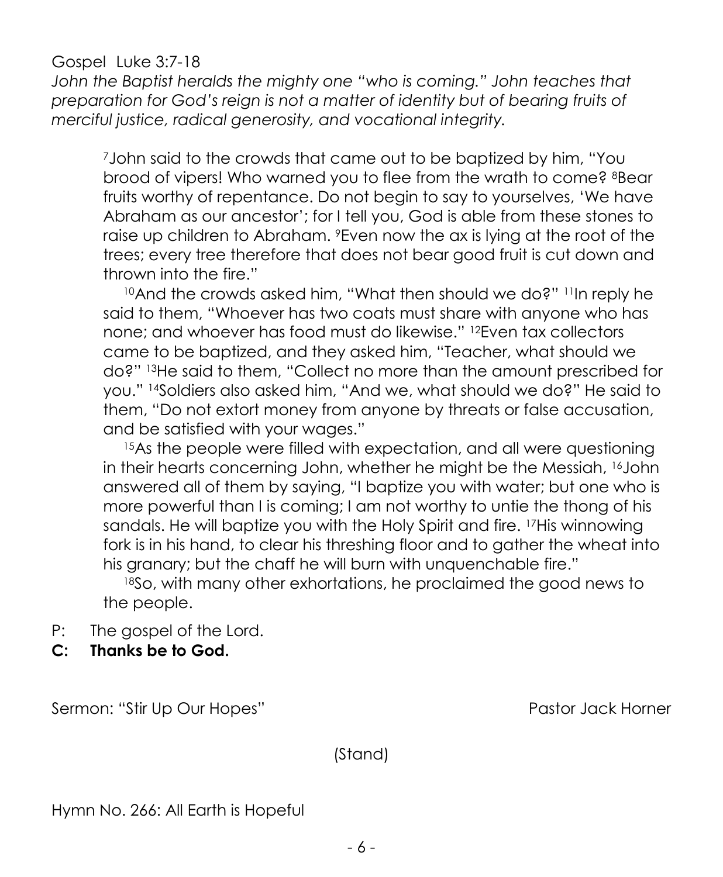Gospel Luke 3:7-18

*John the Baptist heralds the mighty one "who is coming." John teaches that preparation for God's reign is not a matter of identity but of bearing fruits of merciful justice, radical generosity, and vocational integrity.*

> [7]John said to the crowds that came out to be baptized by him, "You brood of vipers! Who warned you to flee from the wrath to come? [8]Bear fruits worthy of repentance. Do not begin to say to yourselves, 'We have Abraham as our ancestor'; for I tell you, God is able from these stones to raise up children to Abraham. [9]Even now the ax is lying at the root of the trees; every tree therefore that does not bear good fruit is cut down and thrown into the fire."
>
> [10]And the crowds asked him, "What then should we do?" [11]In reply he said to them, "Whoever has two coats must share with anyone who has none; and whoever has food must do likewise." [12]Even tax collectors came to be baptized, and they asked him, "Teacher, what should we do?" [13]He said to them, "Collect no more than the amount prescribed for you." [14]Soldiers also asked him, "And we, what should we do?" He said to them, "Do not extort money from anyone by threats or false accusation, and be satisfied with your wages."
>
> [15]As the people were filled with expectation, and all were questioning in their hearts concerning John, whether he might be the Messiah, [16]John answered all of them by saying, "I baptize you with water; but one who is more powerful than I is coming; I am not worthy to untie the thong of his sandals. He will baptize you with the Holy Spirit and fire. [17]His winnowing fork is in his hand, to clear his threshing floor and to gather the wheat into his granary; but the chaff he will burn with unquenchable fire."
>
> [18]So, with many other exhortations, he proclaimed the good news to the people.

P: The gospel of the Lord.

**C: Thanks be to God.**

Sermon: "Stir Up Our Hopes" Pastor Jack Horner

(Stand)

Hymn No. 266: All Earth is Hopeful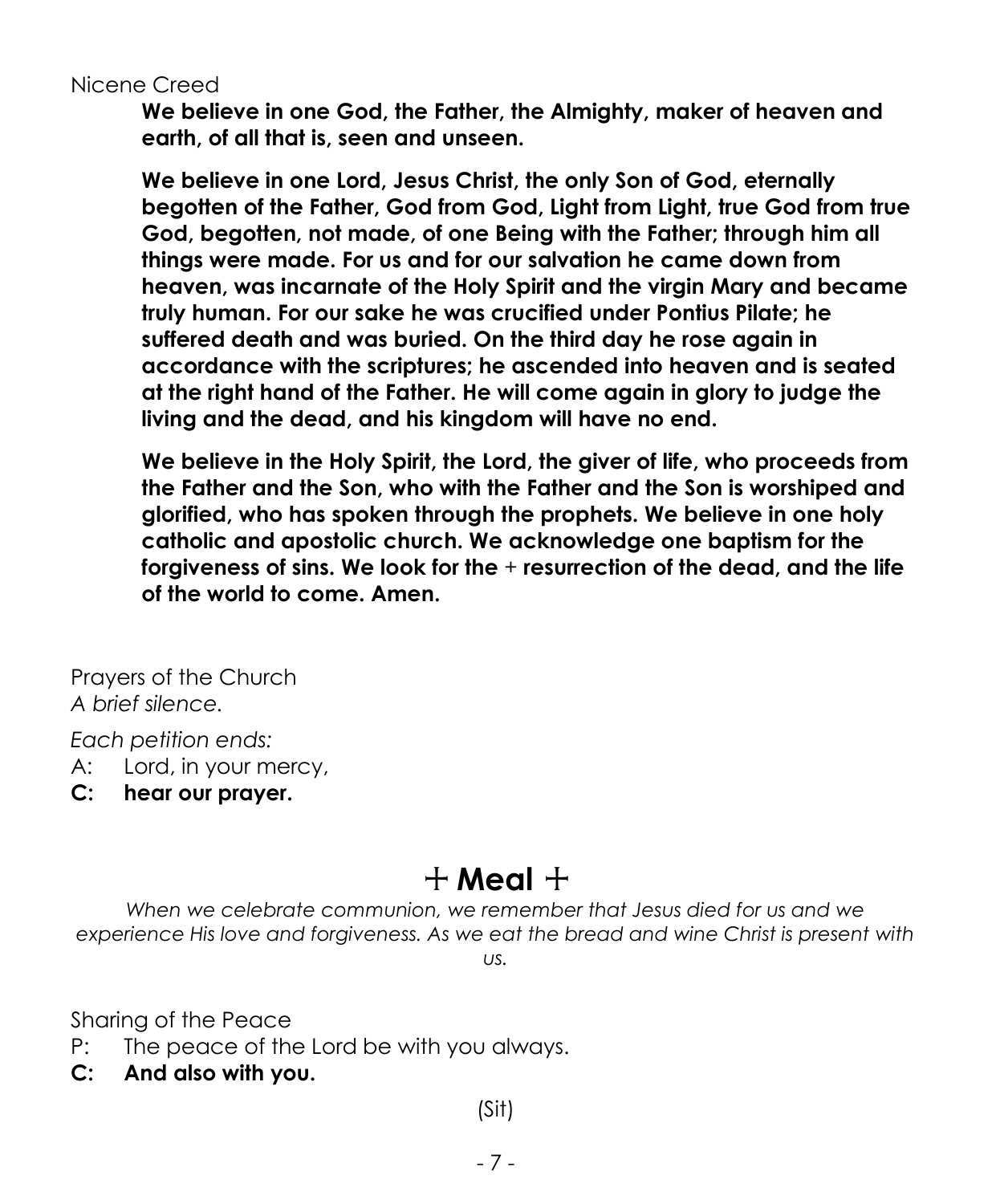Nicene Creed

**We believe in one God, the Father, the Almighty, maker of heaven and earth, of all that is, seen and unseen.**

**We believe in one Lord, Jesus Christ, the only Son of God, eternally begotten of the Father, God from God, Light from Light, true God from true God, begotten, not made, of one Being with the Father; through him all things were made. For us and for our salvation he came down from heaven, was incarnate of the Holy Spirit and the virgin Mary and became truly human. For our sake he was crucified under Pontius Pilate; he suffered death and was buried. On the third day he rose again in accordance with the scriptures; he ascended into heaven and is seated at the right hand of the Father. He will come again in glory to judge the living and the dead, and his kingdom will have no end.**

**We believe in the Holy Spirit, the Lord, the giver of life, who proceeds from the Father and the Son, who with the Father and the Son is worshiped and glorified, who has spoken through the prophets. We believe in one holy catholic and apostolic church. We acknowledge one baptism for the forgiveness of sins. We look for the + resurrection of the dead, and the life of the world to come. Amen.**

Prayers of the Church

*A brief silence.*

*Each petition ends:*

A: Lord, in your mercy,

**C: hear our prayer.**

# + Meal +

*When we celebrate communion, we remember that Jesus died for us and we experience His love and forgiveness. As we eat the bread and wine Christ is present with us.*

Sharing of the Peace

P: The peace of the Lord be with you always.

**C: And also with you.**

(Sit)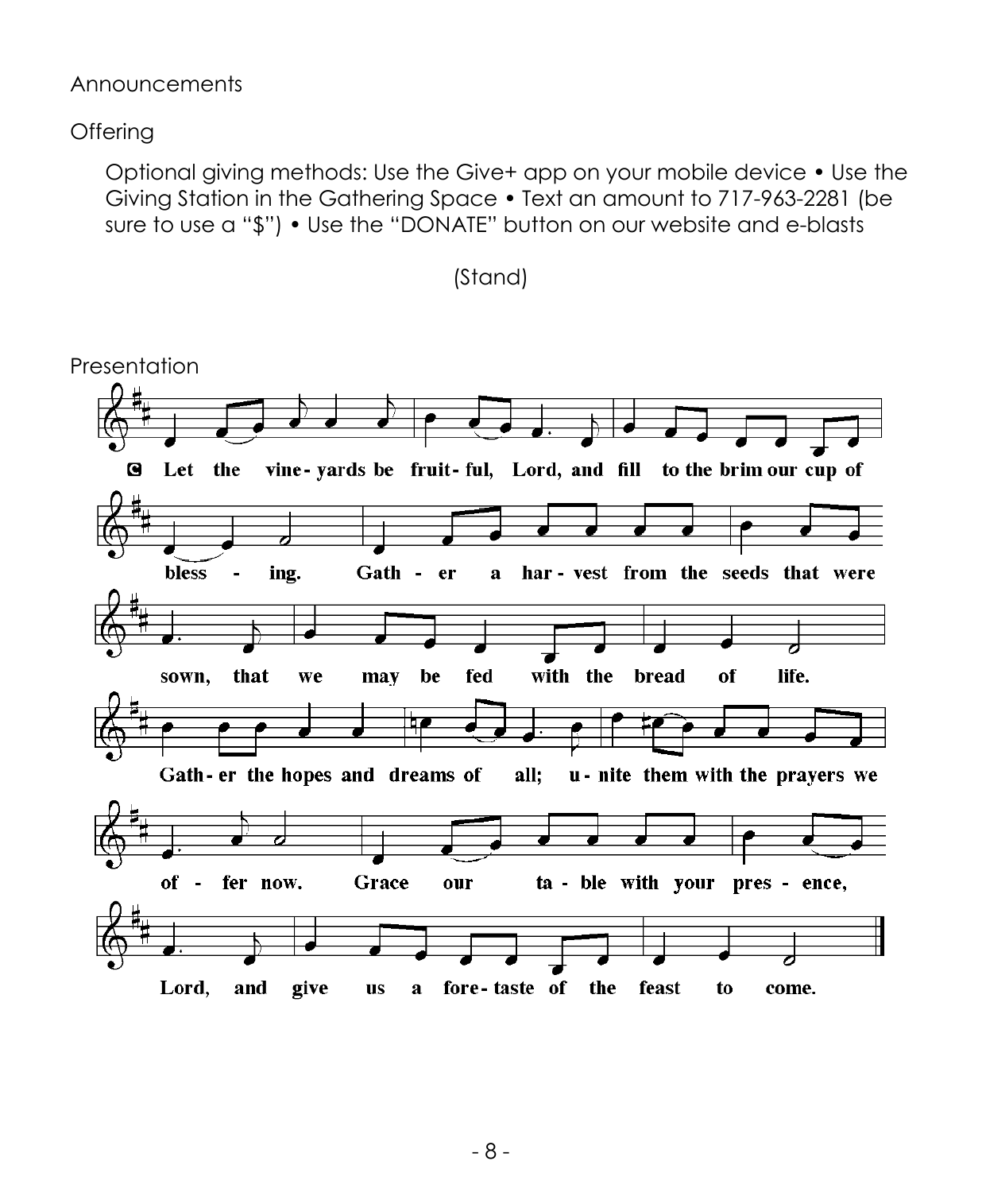Announcements

Offering

Optional giving methods: Use the Give+ app on your mobile device • Use the Giving Station in the Gathering Space • Text an amount to 717-963-2281 (be sure to use a "$") • Use the "DONATE" button on our website and e-blasts

(Stand)

Presentation

C Let the vine-yards be fruit-ful, Lord, and fill to the brim our cup of bless - ing. Gath - er a har-vest from the seeds that were sown, that we may be fed with the bread of life. Gath-er the hopes and dreams of all; u-nite them with the prayers we of - fer now. Grace our ta - ble with your pres - ence, Lord, and give us a fore-taste of the feast to come.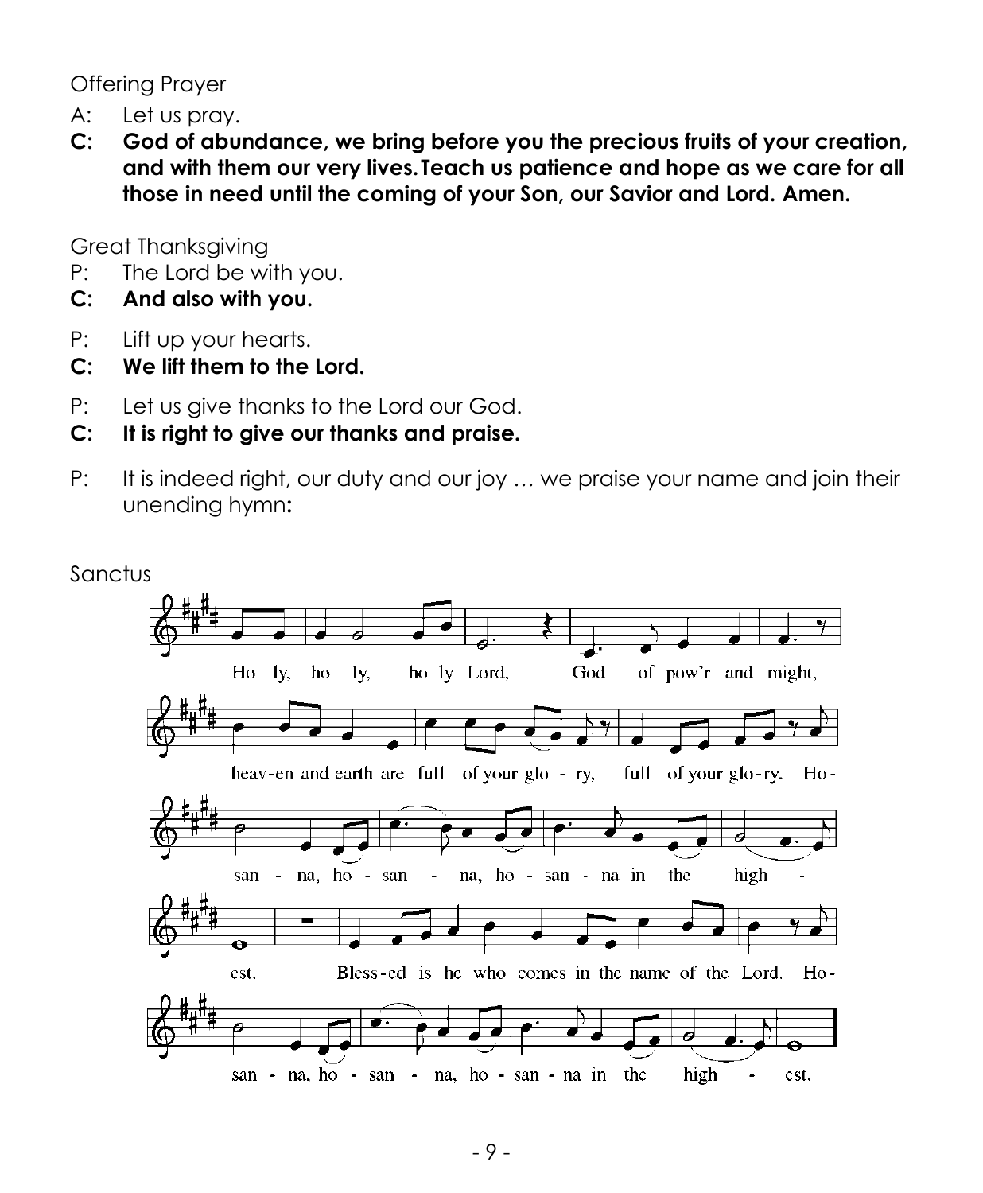Offering Prayer

A: Let us pray.

**C: God of abundance, we bring before you the precious fruits of your creation, and with them our very lives. Teach us patience and hope as we care for all those in need until the coming of your Son, our Savior and Lord. Amen.**

Great Thanksgiving

P: The Lord be with you.

**C: And also with you.**

P: Lift up your hearts.

**C: We lift them to the Lord.**

P: Let us give thanks to the Lord our God.

**C: It is right to give our thanks and praise.**

P: It is indeed right, our duty and our joy … we praise your name and join their unending hymn**:**

Sanctus

Ho - ly, ho - ly, ho - ly Lord, God of pow'r and might,

heav - en and earth are full of your glo - ry, full of your glo - ry. Ho -

san - na, ho - san - na, ho - san - na in the high -

est. Bless - ed is he who comes in the name of the Lord. Ho -

san - na, ho - san - na, ho - san - na in the high - est.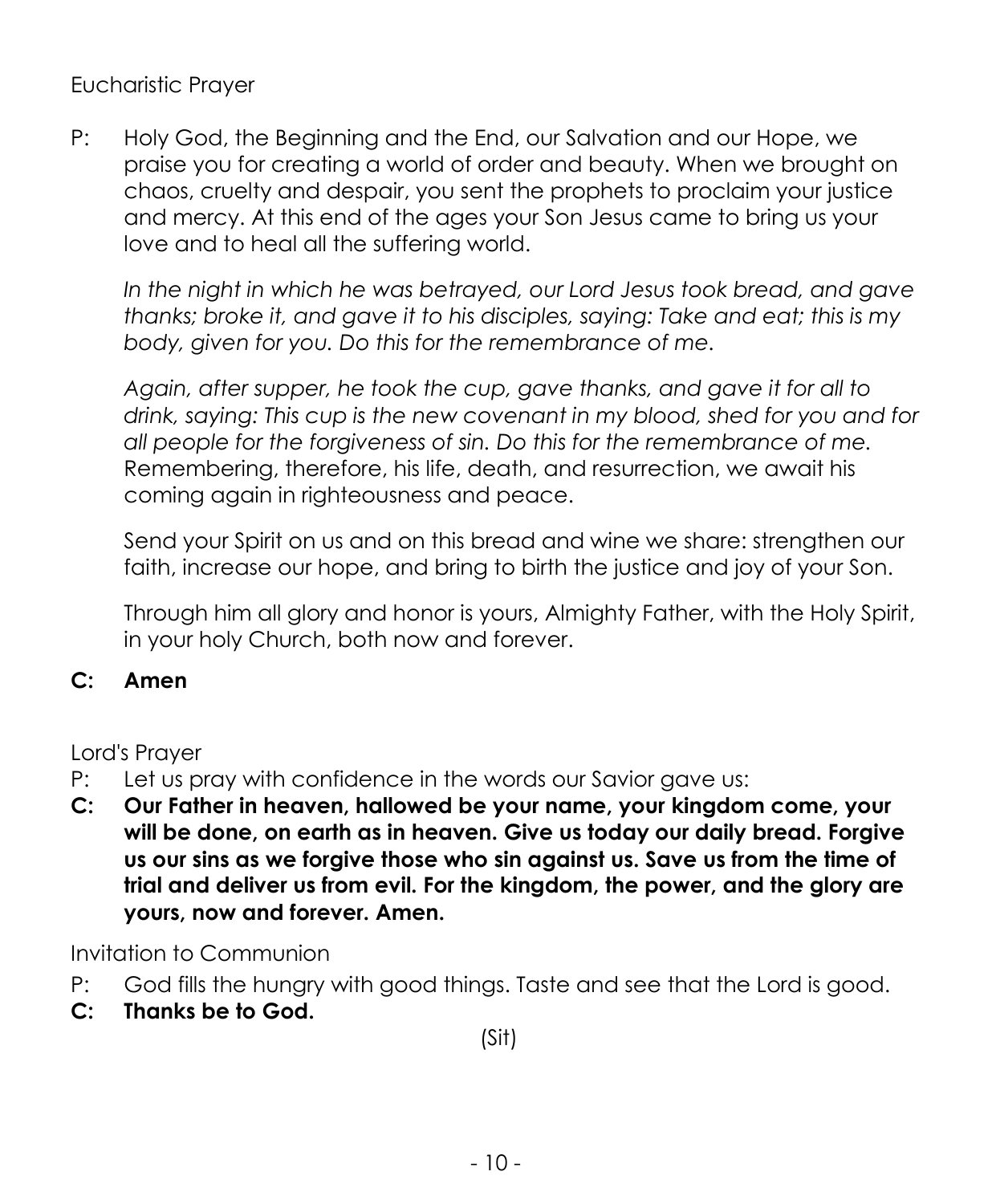Eucharistic Prayer

P: Holy God, the Beginning and the End, our Salvation and our Hope, we praise you for creating a world of order and beauty. When we brought on chaos, cruelty and despair, you sent the prophets to proclaim your justice and mercy. At this end of the ages your Son Jesus came to bring us your love and to heal all the suffering world.

*In the night in which he was betrayed, our Lord Jesus took bread, and gave thanks; broke it, and gave it to his disciples, saying: Take and eat; this is my body, given for you. Do this for the remembrance of me.*

*Again, after supper, he took the cup, gave thanks, and gave it for all to drink, saying: This cup is the new covenant in my blood, shed for you and for all people for the forgiveness of sin. Do this for the remembrance of me.* Remembering, therefore, his life, death, and resurrection, we await his coming again in righteousness and peace.

Send your Spirit on us and on this bread and wine we share: strengthen our faith, increase our hope, and bring to birth the justice and joy of your Son.

Through him all glory and honor is yours, Almighty Father, with the Holy Spirit, in your holy Church, both now and forever.

**C: Amen**

Lord's Prayer

P: Let us pray with confidence in the words our Savior gave us:

**C: Our Father in heaven, hallowed be your name, your kingdom come, your will be done, on earth as in heaven. Give us today our daily bread. Forgive us our sins as we forgive those who sin against us. Save us from the time of trial and deliver us from evil. For the kingdom, the power, and the glory are yours, now and forever. Amen.**

Invitation to Communion

P: God fills the hungry with good things. Taste and see that the Lord is good.

**C: Thanks be to God.**

(Sit)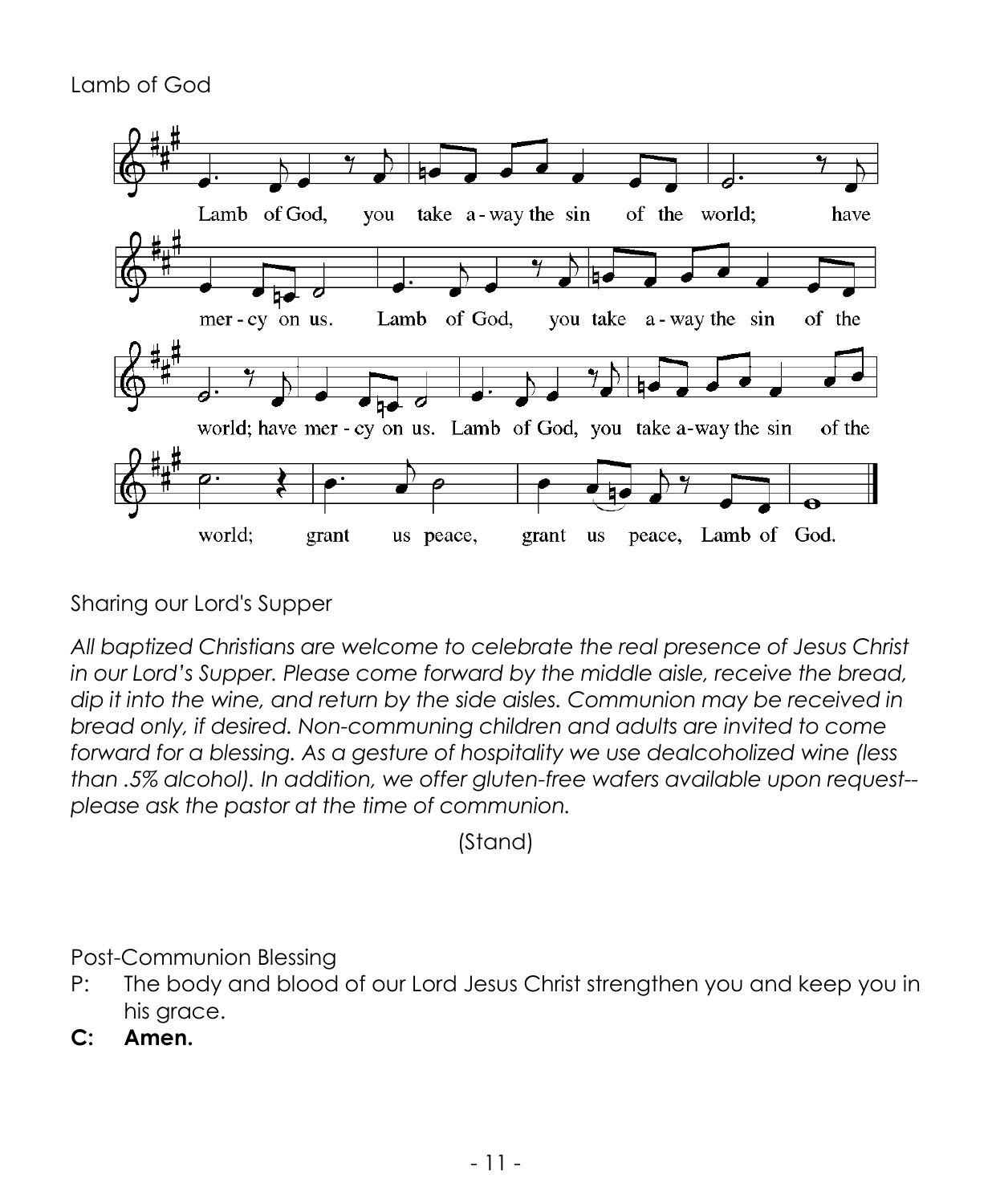Lamb of God

Lamb of God, you take a-way the sin of the world; have mer-cy on us. Lamb of God, you take a-way the sin of the world; have mer-cy on us. Lamb of God, you take a-way the sin of the world; grant us peace, grant us peace, Lamb of God.

Sharing our Lord's Supper

*All baptized Christians are welcome to celebrate the real presence of Jesus Christ in our Lord's Supper. Please come forward by the middle aisle, receive the bread, dip it into the wine, and return by the side aisles. Communion may be received in bread only, if desired. Non-communing children and adults are invited to come forward for a blessing. As a gesture of hospitality we use dealcoholized wine (less than .5% alcohol). In addition, we offer gluten-free wafers available upon request--please ask the pastor at the time of communion.*

(Stand)

Post-Communion Blessing

P: The body and blood of our Lord Jesus Christ strengthen you and keep you in his grace.

**C: Amen.**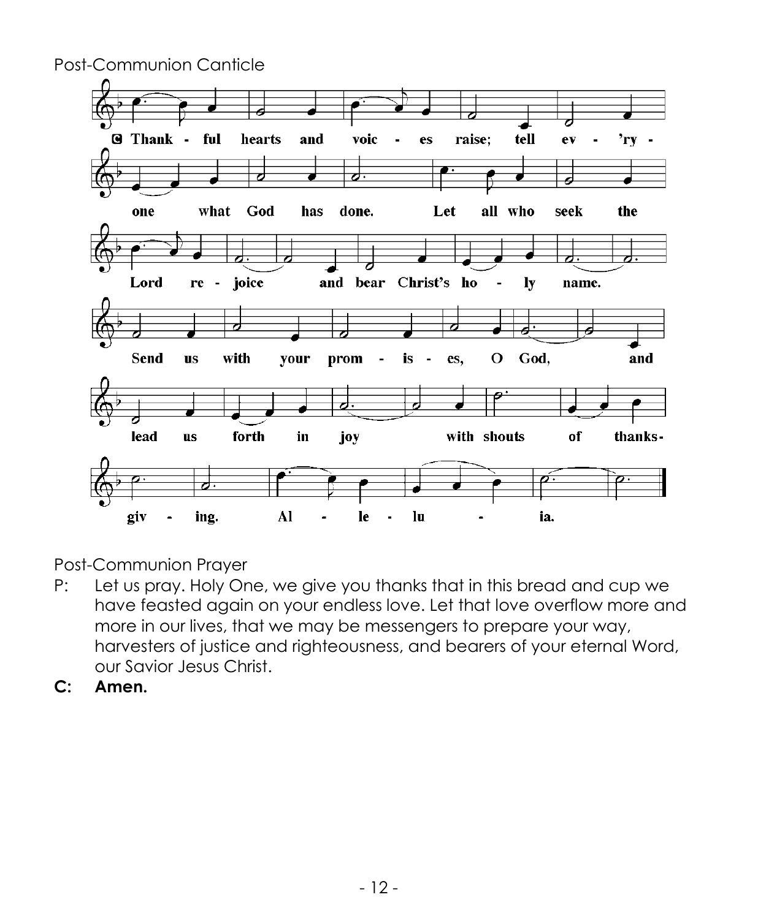Post-Communion Canticle

C: Thankful hearts and voices raise; tell ev'ryone what God has done. Let all who seek the Lord rejoice and bear Christ's holy name. Send us with your promises, O God, and lead us forth in joy with shouts of thanksgiving. Alleluia.

Post-Communion Prayer

P: Let us pray. Holy One, we give you thanks that in this bread and cup we have feasted again on your endless love. Let that love overflow more and more in our lives, that we may be messengers to prepare your way, harvesters of justice and righteousness, and bearers of your eternal Word, our Savior Jesus Christ.

**C: Amen.**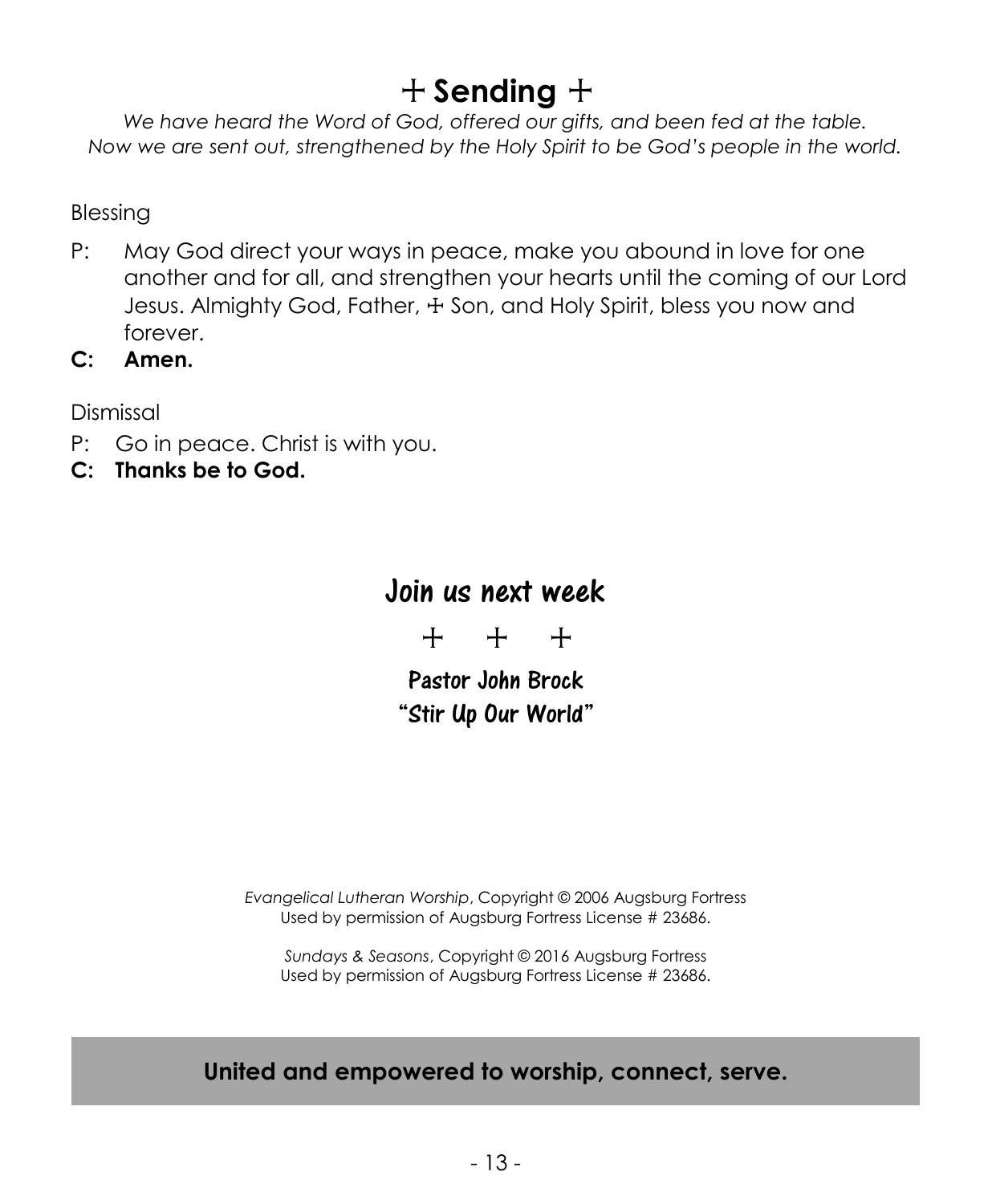# ☩ Sending ☩

*We have heard the Word of God, offered our gifts, and been fed at the table.*
*Now we are sent out, strengthened by the Holy Spirit to be God's people in the world.*

Blessing

P: May God direct your ways in peace, make you abound in love for one another and for all, and strengthen your hearts until the coming of our Lord Jesus. Almighty God, Father, ☩ Son, and Holy Spirit, bless you now and forever.

**C: Amen.**

Dismissal

P: Go in peace. Christ is with you.

**C: Thanks be to God.**

## Join us next week

☩ ☩ ☩

**Pastor John Brock**
**"Stir Up Our World"**

*Evangelical Lutheran Worship*, Copyright © 2006 Augsburg Fortress
Used by permission of Augsburg Fortress License # 23686.

*Sundays & Seasons*, Copyright © 2016 Augsburg Fortress
Used by permission of Augsburg Fortress License # 23686.

**United and empowered to worship, connect, serve.**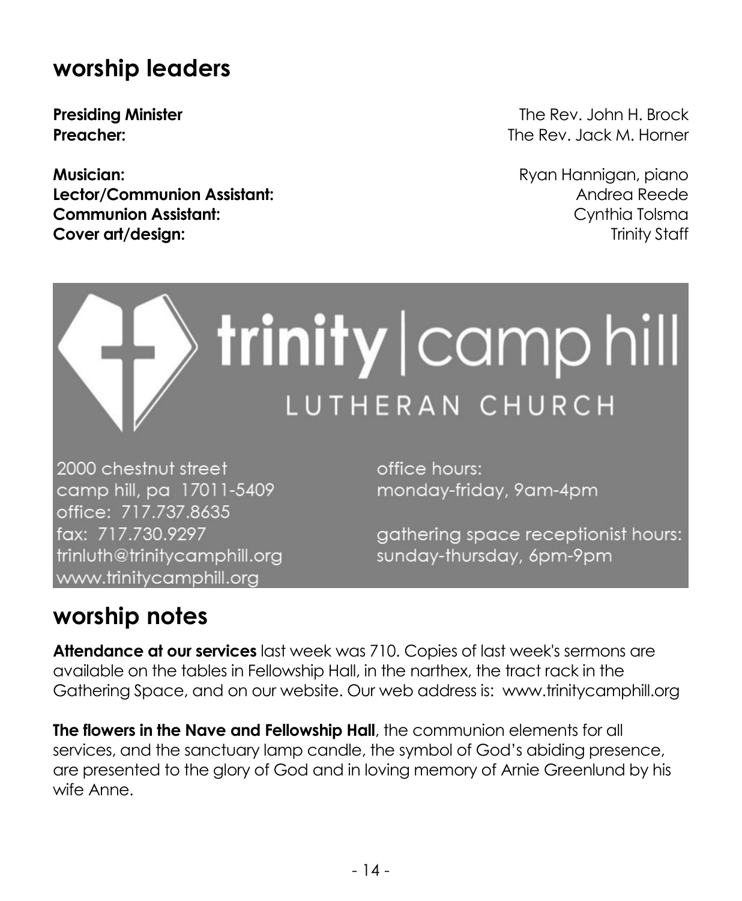## worship leaders

| | |
|---|---|
| **Presiding Minister** | The Rev. John H. Brock |
| **Preacher:** | The Rev. Jack M. Horner |
| **Musician:** | Ryan Hannigan, piano |
| **Lector/Communion Assistant:** | Andrea Reede |
| **Communion Assistant:** | Cynthia Tolsma |
| **Cover art/design:** | Trinity Staff |

**trinity | camp hill**
LUTHERAN CHURCH

2000 chestnut street
camp hill, pa 17011-5409
office: 717.737.8635
fax: 717.730.9297
trinluth@trinitycamphill.org
www.trinitycamphill.org

office hours:
monday-friday, 9am-4pm

gathering space receptionist hours:
sunday-thursday, 6pm-9pm

## worship notes

**Attendance at our services** last week was 710. Copies of last week's sermons are available on the tables in Fellowship Hall, in the narthex, the tract rack in the Gathering Space, and on our website. Our web address is: www.trinitycamphill.org

**The flowers in the Nave and Fellowship Hall**, the communion elements for all services, and the sanctuary lamp candle, the symbol of God's abiding presence, are presented to the glory of God and in loving memory of Arnie Greenlund by his wife Anne.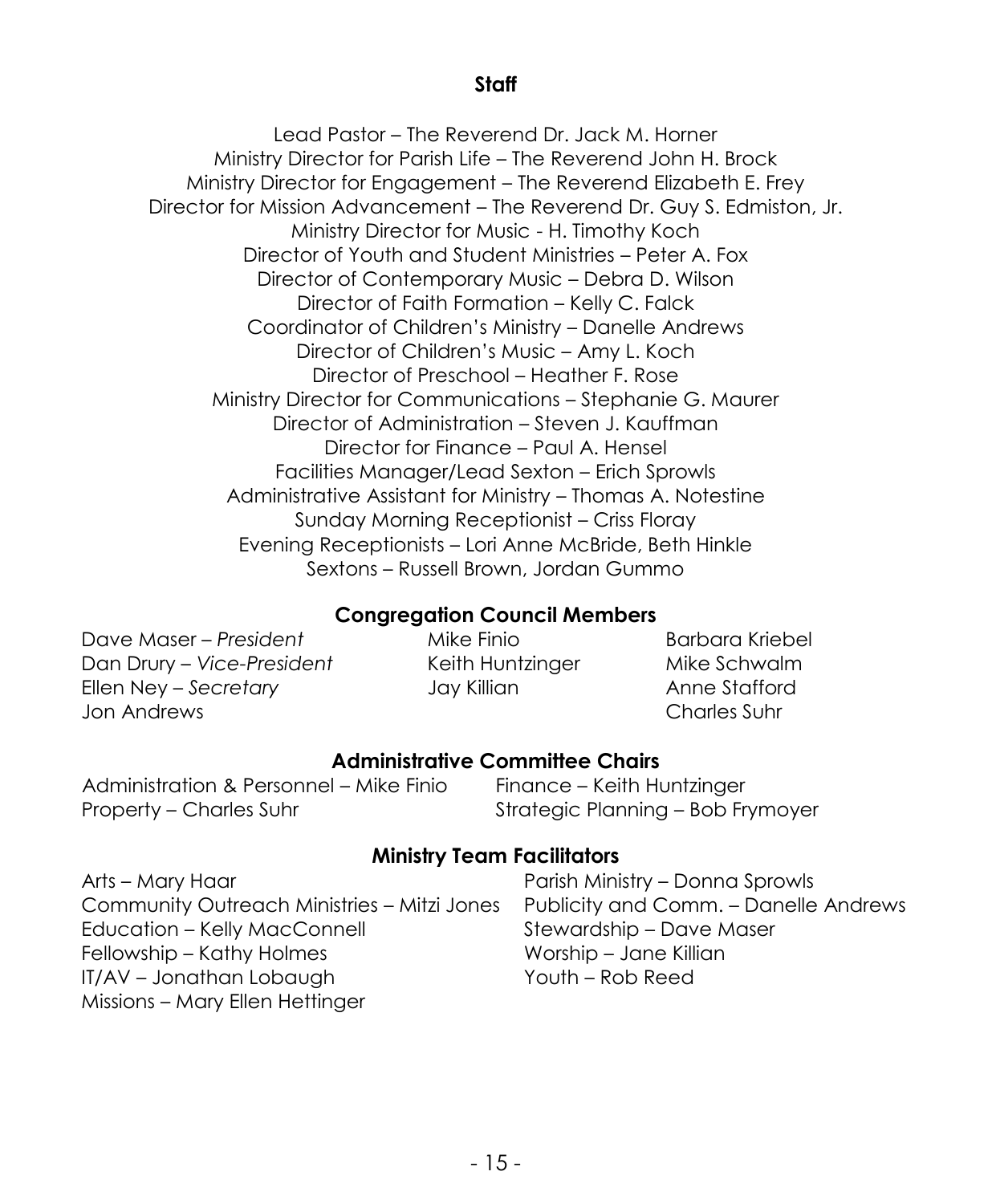## Staff

Lead Pastor – The Reverend Dr. Jack M. Horner
Ministry Director for Parish Life – The Reverend John H. Brock
Ministry Director for Engagement – The Reverend Elizabeth E. Frey
Director for Mission Advancement – The Reverend Dr. Guy S. Edmiston, Jr.
Ministry Director for Music - H. Timothy Koch
Director of Youth and Student Ministries – Peter A. Fox
Director of Contemporary Music – Debra D. Wilson
Director of Faith Formation – Kelly C. Falck
Coordinator of Children's Ministry – Danelle Andrews
Director of Children's Music – Amy L. Koch
Director of Preschool – Heather F. Rose
Ministry Director for Communications – Stephanie G. Maurer
Director of Administration – Steven J. Kauffman
Director for Finance – Paul A. Hensel
Facilities Manager/Lead Sexton – Erich Sprowls
Administrative Assistant for Ministry – Thomas A. Notestine
Sunday Morning Receptionist – Criss Floray
Evening Receptionists – Lori Anne McBride, Beth Hinkle
Sextons – Russell Brown, Jordan Gummo

## Congregation Council Members

Dave Maser – *President*
Dan Drury – *Vice-President*
Ellen Ney – *Secretary*
Jon Andrews
Mike Finio
Keith Huntzinger
Jay Killian
Barbara Kriebel
Mike Schwalm
Anne Stafford
Charles Suhr

## Administrative Committee Chairs

Administration & Personnel – Mike Finio
Property – Charles Suhr
Finance – Keith Huntzinger
Strategic Planning – Bob Frymoyer

## Ministry Team Facilitators

Arts – Mary Haar
Community Outreach Ministries – Mitzi Jones
Education – Kelly MacConnell
Fellowship – Kathy Holmes
IT/AV – Jonathan Lobaugh
Missions – Mary Ellen Hettinger
Parish Ministry – Donna Sprowls
Publicity and Comm. – Danelle Andrews
Stewardship – Dave Maser
Worship – Jane Killian
Youth – Rob Reed